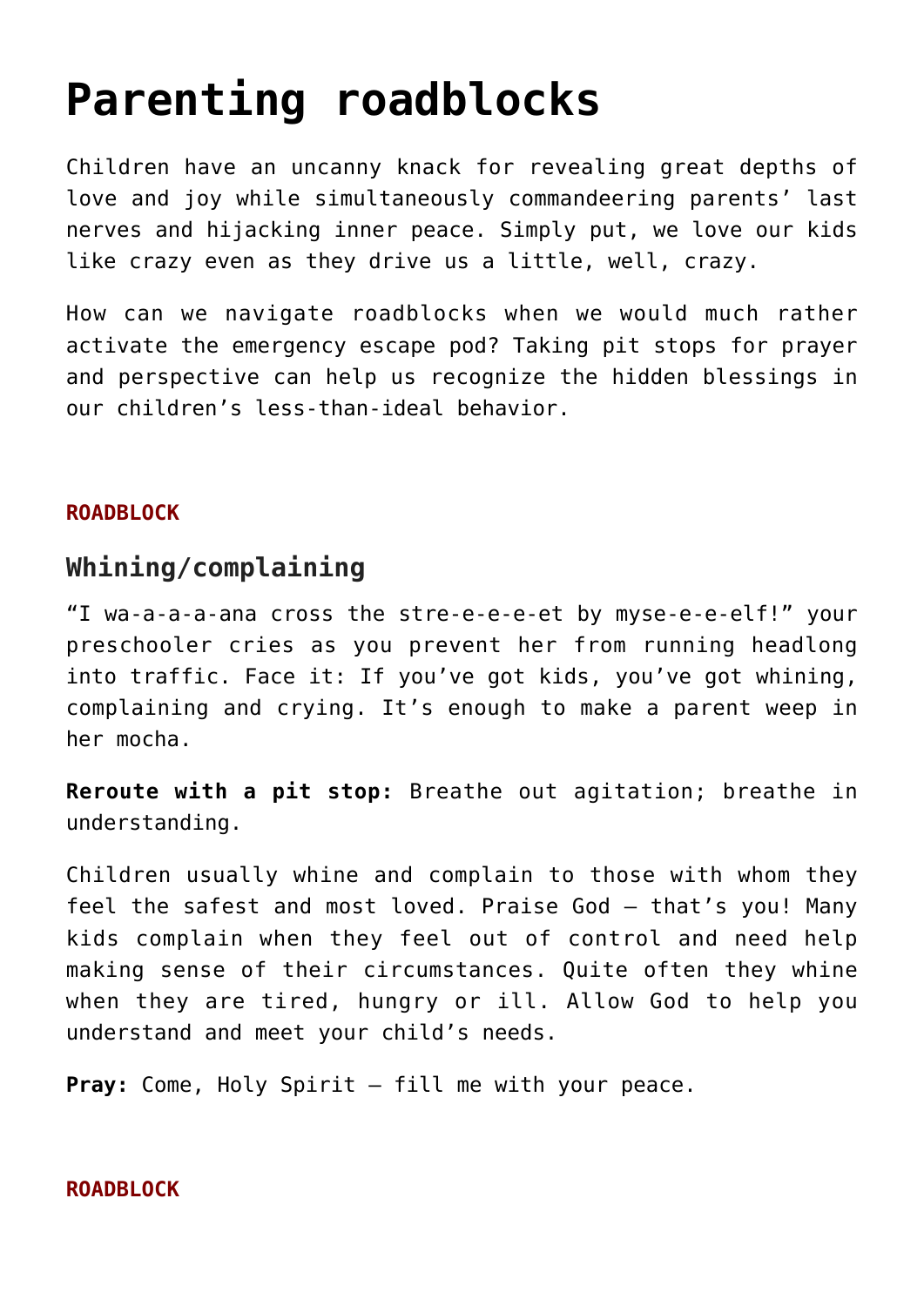# Parenting roadblocks

Children have an uncanny knack for revealing great depths of love and joy while simultaneously commandeering parents' last nerves and hijacking inner peace. Simply put, we love our kids like crazy even as they drive us a little, well, crazy.

How can we navigate roadblocks when we would much rather activate the emergency escape pod? Taking pit stops for prayer and perspective can help us recognize the hidden blessings in our children's less-than-ideal behavior.

**ROADBLOCK**

## Whining/complaining

"I wa-a-a-a-ana cross the stre-e-e-e-et by myse-e-e-elf!" your preschooler cries as you prevent her from running headlong into traffic. Face it: If you've got kids, you've got whining, complaining and crying. It's enough to make a parent weep in her mocha.

**Reroute with a pit stop:** Breathe out agitation; breathe in understanding.

Children usually whine and complain to those with whom they feel the safest and most loved. Praise God – that's you! Many kids complain when they feel out of control and need help making sense of their circumstances. Quite often they whine when they are tired, hungry or ill. Allow God to help you understand and meet your child's needs.

**Pray:** Come, Holy Spirit – fill me with your peace.

**ROADBLOCK**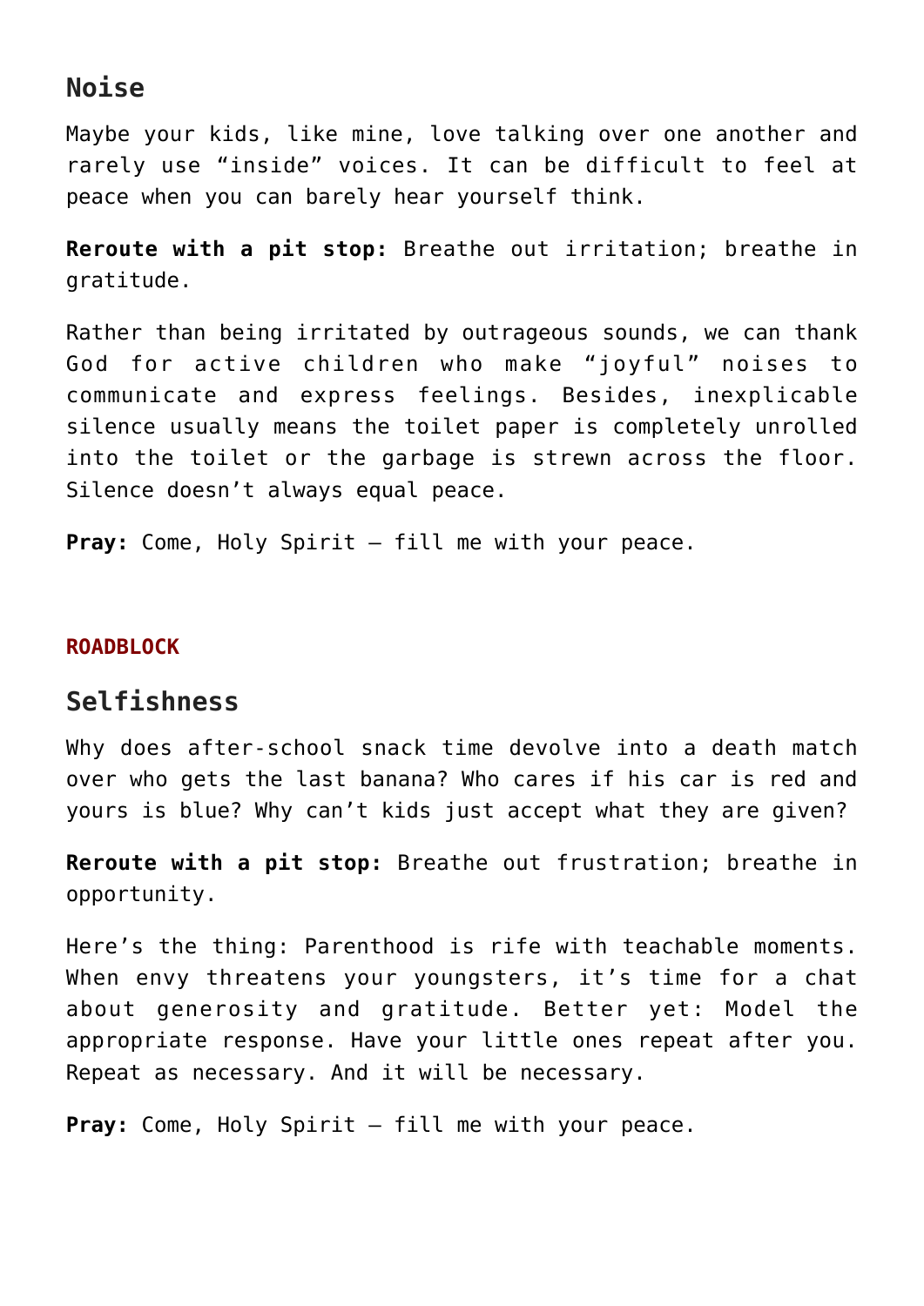## Noise

Maybe your kids, like mine, love talking over one another and rarely use “inside” voices. It can be difficult to feel at peace when you can barely hear yourself think.

**Reroute with a pit stop:** Breathe out irritation; breathe in gratitude.

Rather than being irritated by outrageous sounds, we can thank God for active children who make “joyful” noises to communicate and express feelings. Besides, inexplicable silence usually means the toilet paper is completely unrolled into the toilet or the garbage is strewn across the floor. Silence doesn’t always equal peace.

**Pray:** Come, Holy Spirit — fill me with your peace.

**ROADBLOCK**

## Selfishness

Why does after-school snack time devolve into a death match over who gets the last banana? Who cares if his car is red and yours is blue? Why can’t kids just accept what they are given?

**Reroute with a pit stop:** Breathe out frustration; breathe in opportunity.

Here’s the thing: Parenthood is rife with teachable moments. When envy threatens your youngsters, it’s time for a chat about generosity and gratitude. Better yet: Model the appropriate response. Have your little ones repeat after you. Repeat as necessary. And it will be necessary.

**Pray:** Come, Holy Spirit — fill me with your peace.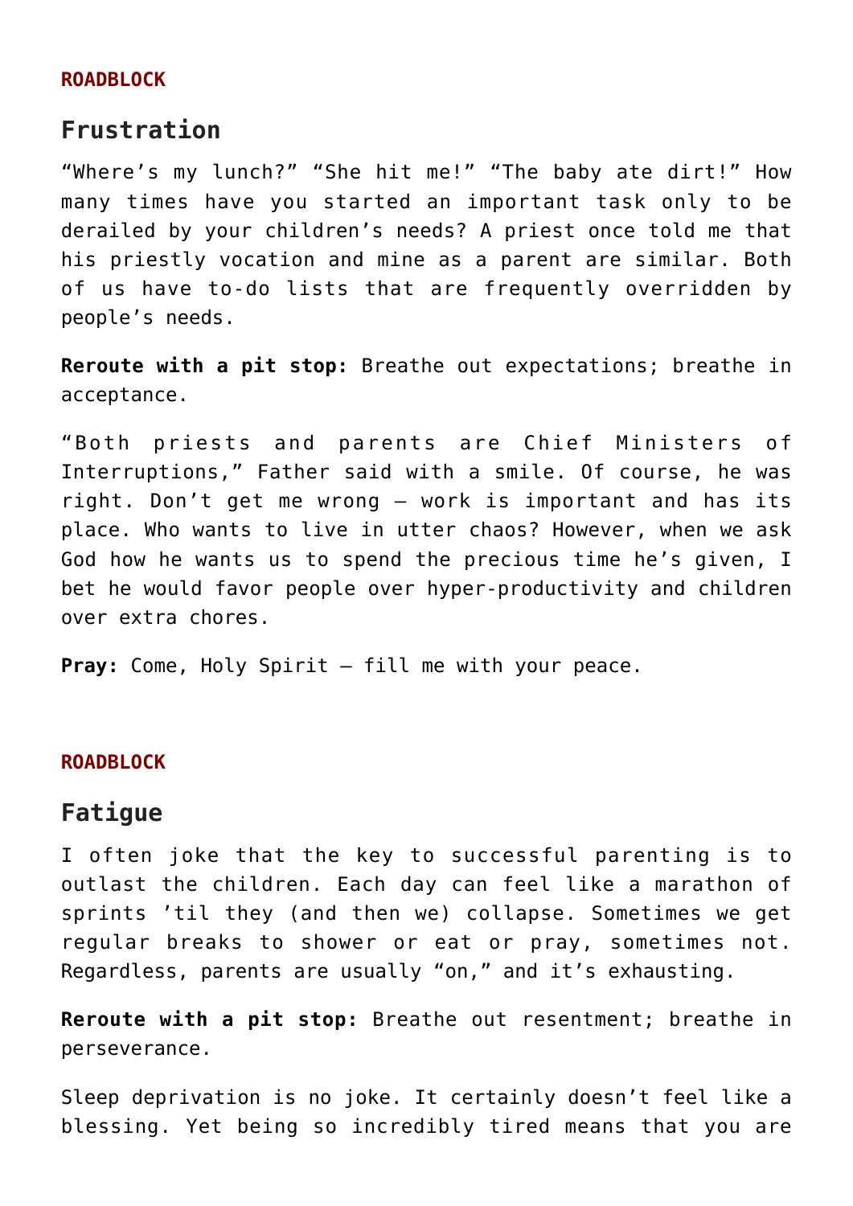**ROADBLOCK**

## Frustration

“Where’s my lunch?” “She hit me!” “The baby ate dirt!” How many times have you started an important task only to be derailed by your children’s needs? A priest once told me that his priestly vocation and mine as a parent are similar. Both of us have to-do lists that are frequently overridden by people’s needs.

**Reroute with a pit stop:** Breathe out expectations; breathe in acceptance.

“Both priests and parents are Chief Ministers of Interruptions,” Father said with a smile. Of course, he was right. Don’t get me wrong – work is important and has its place. Who wants to live in utter chaos? However, when we ask God how he wants us to spend the precious time he’s given, I bet he would favor people over hyper-productivity and children over extra chores.

**Pray:** Come, Holy Spirit – fill me with your peace.

**ROADBLOCK**

## Fatigue

I often joke that the key to successful parenting is to outlast the children. Each day can feel like a marathon of sprints ’til they (and then we) collapse. Sometimes we get regular breaks to shower or eat or pray, sometimes not. Regardless, parents are usually “on,” and it’s exhausting.

**Reroute with a pit stop:** Breathe out resentment; breathe in perseverance.

Sleep deprivation is no joke. It certainly doesn’t feel like a blessing. Yet being so incredibly tired means that you are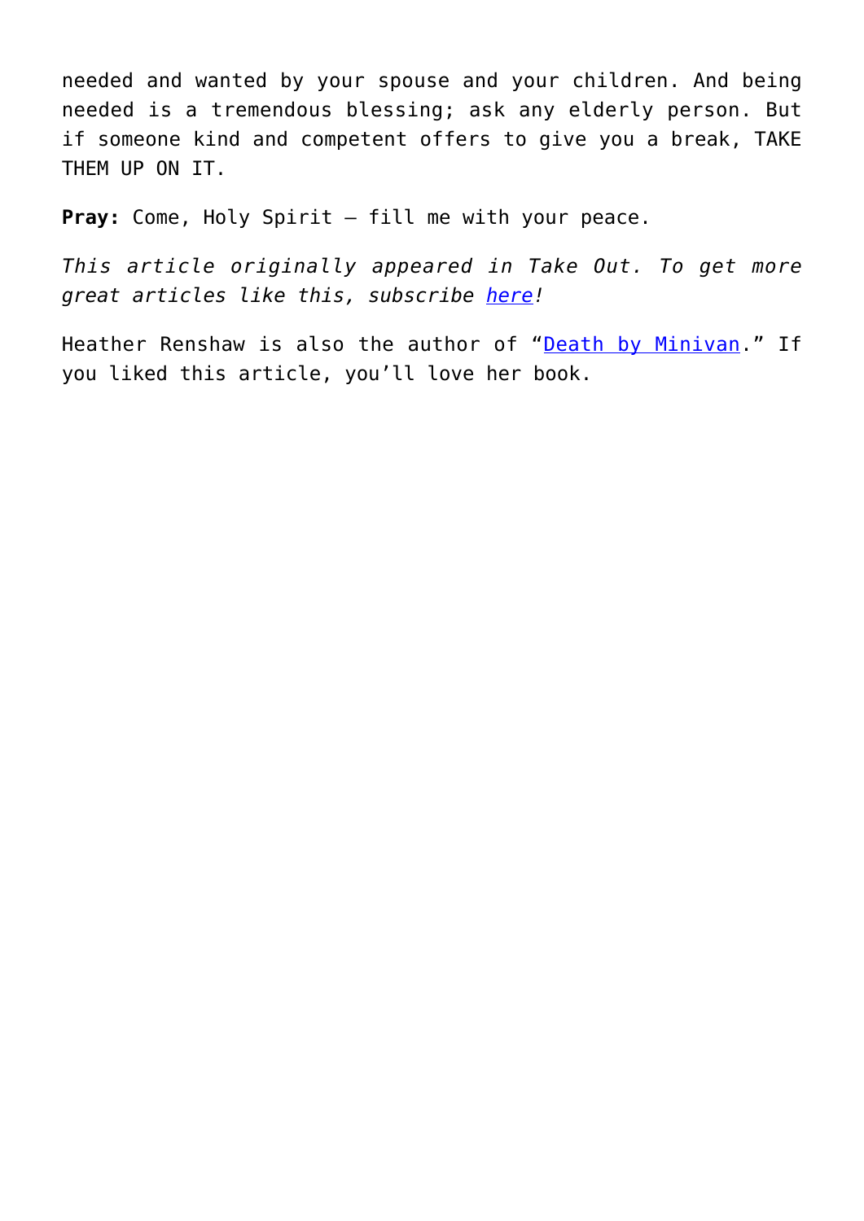needed and wanted by your spouse and your children. And being needed is a tremendous blessing; ask any elderly person. But if someone kind and competent offers to give you a break, TAKE THEM UP ON IT.

**Pray:** Come, Holy Spirit – fill me with your peace.

*This article originally appeared in Take Out. To get more great articles like this, subscribe here!*

Heather Renshaw is also the author of "Death by Minivan." If you liked this article, you'll love her book.